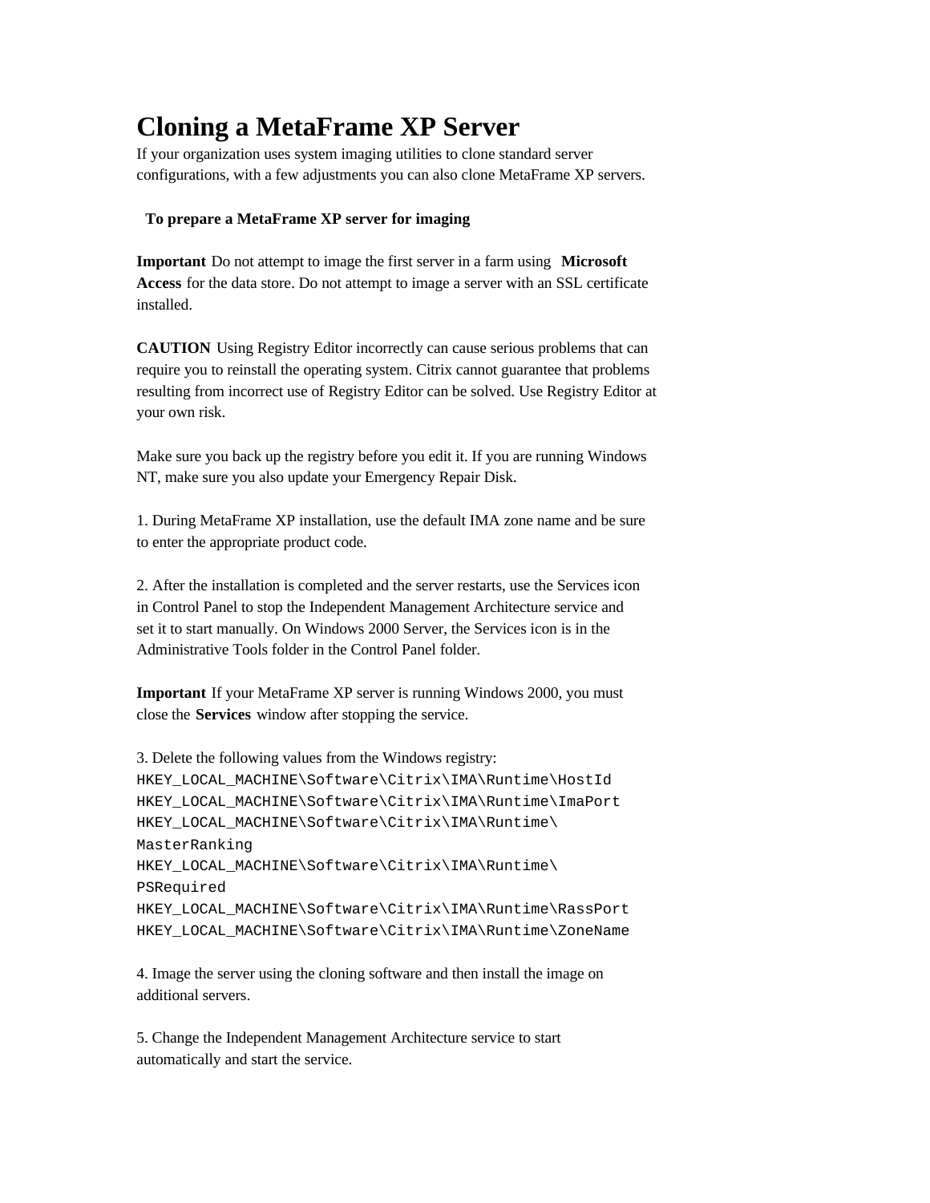# Cloning a MetaFrame XP Server

If your organization uses system imaging utilities to clone standard server configurations, with a few adjustments you can also clone MetaFrame XP servers.

**To prepare a MetaFrame XP server for imaging**

**Important** Do not attempt to image the first server in a farm using **Microsoft Access** for the data store. Do not attempt to image a server with an SSL certificate installed.

**CAUTION** Using Registry Editor incorrectly can cause serious problems that can require you to reinstall the operating system. Citrix cannot guarantee that problems resulting from incorrect use of Registry Editor can be solved. Use Registry Editor at your own risk.

Make sure you back up the registry before you edit it. If you are running Windows NT, make sure you also update your Emergency Repair Disk.

1. During MetaFrame XP installation, use the default IMA zone name and be sure to enter the appropriate product code.

2. After the installation is completed and the server restarts, use the Services icon in Control Panel to stop the Independent Management Architecture service and set it to start manually. On Windows 2000 Server, the Services icon is in the Administrative Tools folder in the Control Panel folder.

**Important** If your MetaFrame XP server is running Windows 2000, you must close the **Services** window after stopping the service.

3. Delete the following values from the Windows registry:

```
HKEY_LOCAL_MACHINE\Software\Citrix\IMA\Runtime\HostId
HKEY_LOCAL_MACHINE\Software\Citrix\IMA\Runtime\ImaPort
HKEY_LOCAL_MACHINE\Software\Citrix\IMA\Runtime\MasterRanking
HKEY_LOCAL_MACHINE\Software\Citrix\IMA\Runtime\PSRequired
HKEY_LOCAL_MACHINE\Software\Citrix\IMA\Runtime\RassPort
HKEY_LOCAL_MACHINE\Software\Citrix\IMA\Runtime\ZoneName
```

4. Image the server using the cloning software and then install the image on additional servers.

5. Change the Independent Management Architecture service to start automatically and start the service.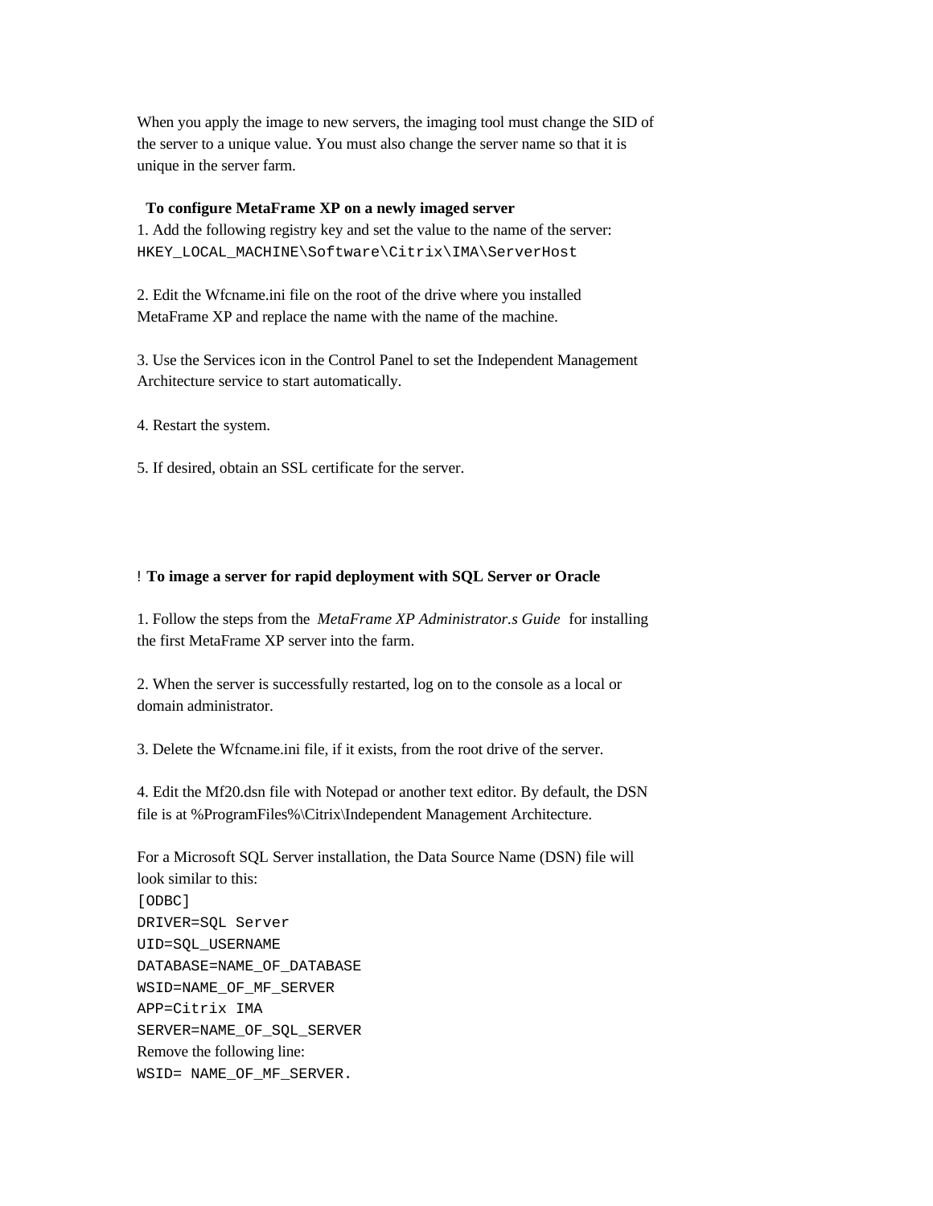When you apply the image to new servers, the imaging tool must change the SID of the server to a unique value. You must also change the server name so that it is unique in the server farm.

**To configure MetaFrame XP on a newly imaged server**

1. Add the following registry key and set the value to the name of the server:
`HKEY_LOCAL_MACHINE\Software\Citrix\IMA\ServerHost`

2. Edit the Wfcname.ini file on the root of the drive where you installed MetaFrame XP and replace the name with the name of the machine.

3. Use the Services icon in the Control Panel to set the Independent Management Architecture service to start automatically.

4. Restart the system.

5. If desired, obtain an SSL certificate for the server.

! **To image a server for rapid deployment with SQL Server or Oracle**

1. Follow the steps from the *MetaFrame XP Administrator.s Guide* for installing the first MetaFrame XP server into the farm.

2. When the server is successfully restarted, log on to the console as a local or domain administrator.

3. Delete the Wfcname.ini file, if it exists, from the root drive of the server.

4. Edit the Mf20.dsn file with Notepad or another text editor. By default, the DSN file is at %ProgramFiles%\Citrix\Independent Management Architecture.

For a Microsoft SQL Server installation, the Data Source Name (DSN) file will look similar to this:

```
[ODBC]
DRIVER=SQL Server
UID=SQL_USERNAME
DATABASE=NAME_OF_DATABASE
WSID=NAME_OF_MF_SERVER
APP=Citrix IMA
SERVER=NAME_OF_SQL_SERVER
```

Remove the following line:

```
WSID= NAME_OF_MF_SERVER.
```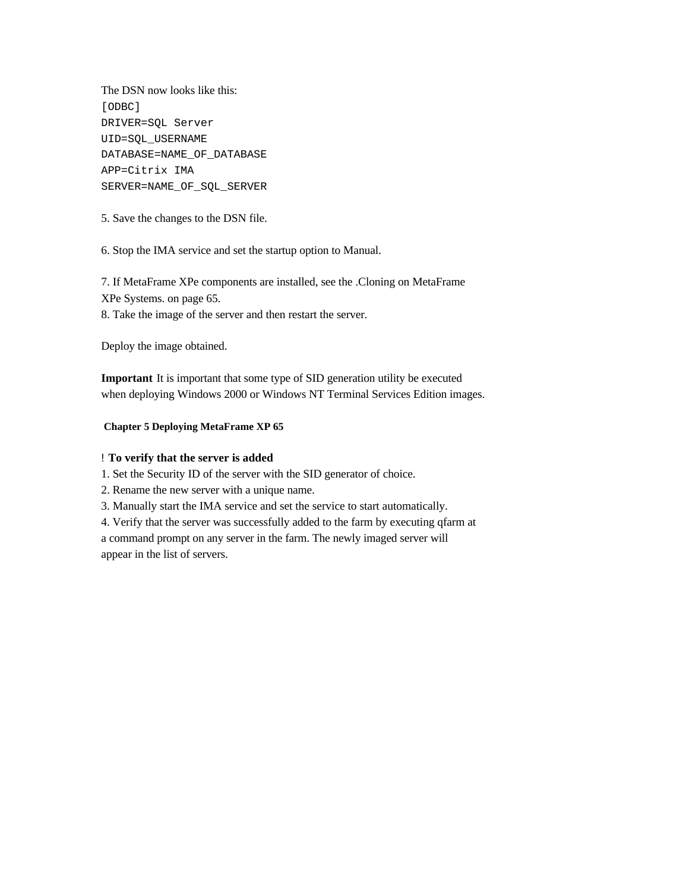The DSN now looks like this:

```
[ODBC]
DRIVER=SQL Server
UID=SQL_USERNAME
DATABASE=NAME_OF_DATABASE
APP=Citrix IMA
SERVER=NAME_OF_SQL_SERVER
```

5. Save the changes to the DSN file.

6. Stop the IMA service and set the startup option to Manual.

7. If MetaFrame XPe components are installed, see the .Cloning on MetaFrame XPe Systems. on page 65.
8. Take the image of the server and then restart the server.

Deploy the image obtained.

**Important** It is important that some type of SID generation utility be executed when deploying Windows 2000 or Windows NT Terminal Services Edition images.

**Chapter 5 Deploying MetaFrame XP 65**

! **To verify that the server is added**

1. Set the Security ID of the server with the SID generator of choice.
2. Rename the new server with a unique name.
3. Manually start the IMA service and set the service to start automatically.
4. Verify that the server was successfully added to the farm by executing qfarm at a command prompt on any server in the farm. The newly imaged server will appear in the list of servers.